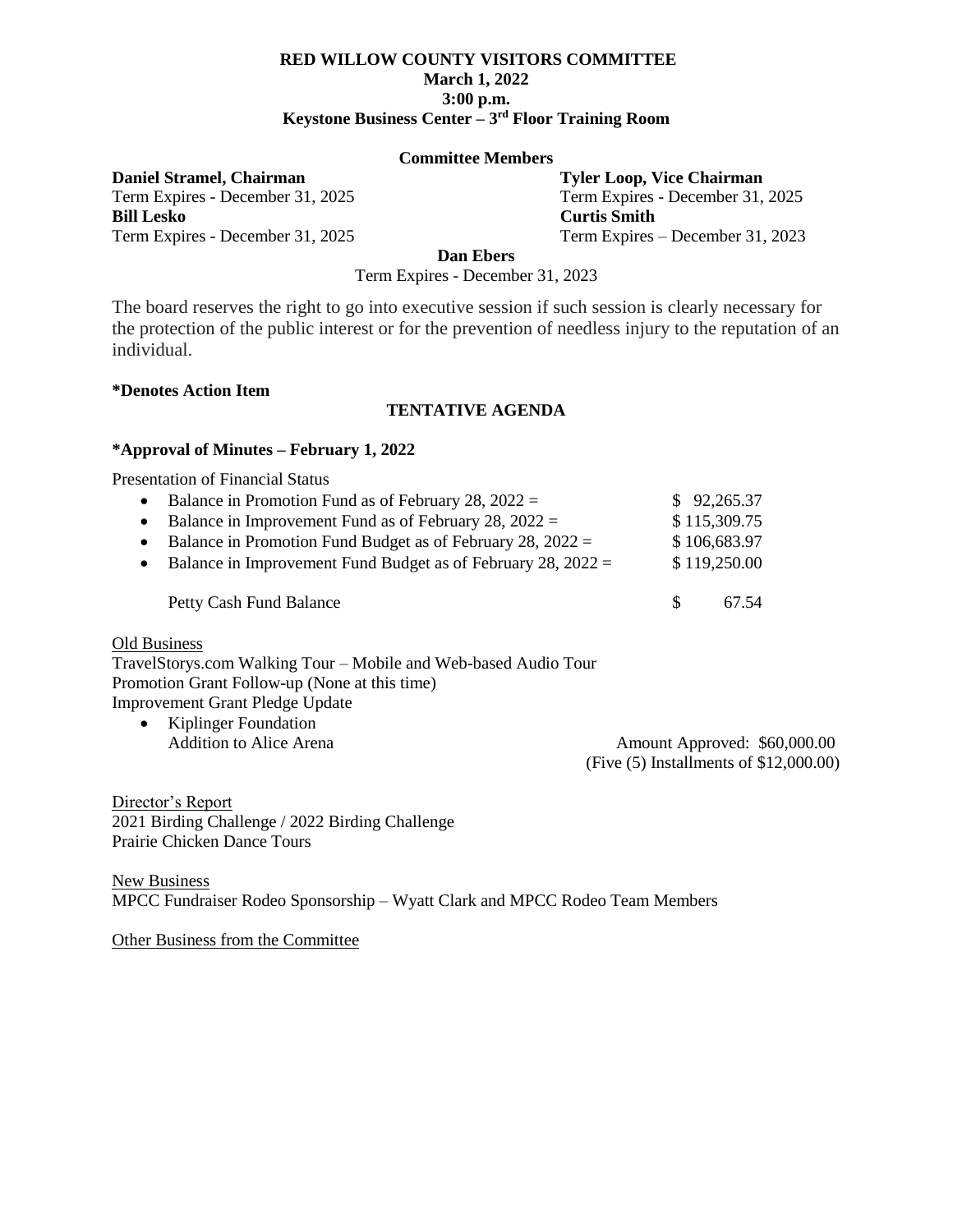**RED WILLOW COUNTY VISITORS COMMITTEE**
**March 1, 2022**
**3:00 p.m.**
**Keystone Business Center – 3rd Floor Training Room**

**Committee Members**

**Daniel Stramel, Chairman**
Term Expires - December 31, 2025

**Tyler Loop, Vice Chairman**
Term Expires - December 31, 2025

**Bill Lesko**
Term Expires - December 31, 2025

**Curtis Smith**
Term Expires – December 31, 2023

**Dan Ebers**
Term Expires - December 31, 2023

The board reserves the right to go into executive session if such session is clearly necessary for the protection of the public interest or for the prevention of needless injury to the reputation of an individual.

**\*Denotes Action Item**

**TENTATIVE AGENDA**

**\*Approval of Minutes – February 1, 2022**

Presentation of Financial Status

- Balance in Promotion Fund as of February 28, 2022 = $ 92,265.37
- Balance in Improvement Fund as of February 28, 2022 = $ 115,309.75
- Balance in Promotion Fund Budget as of February 28, 2022 = $ 106,683.97
- Balance in Improvement Fund Budget as of February 28, 2022 = $ 119,250.00

Petty Cash Fund Balance $ 67.54

Old Business

TravelStorys.com Walking Tour – Mobile and Web-based Audio Tour
Promotion Grant Follow-up (None at this time)
Improvement Grant Pledge Update

- Kiplinger Foundation
  Addition to Alice Arena — Amount Approved: $60,000.00 (Five (5) Installments of $12,000.00)

Director's Report

2021 Birding Challenge / 2022 Birding Challenge
Prairie Chicken Dance Tours

New Business

MPCC Fundraiser Rodeo Sponsorship – Wyatt Clark and MPCC Rodeo Team Members

Other Business from the Committee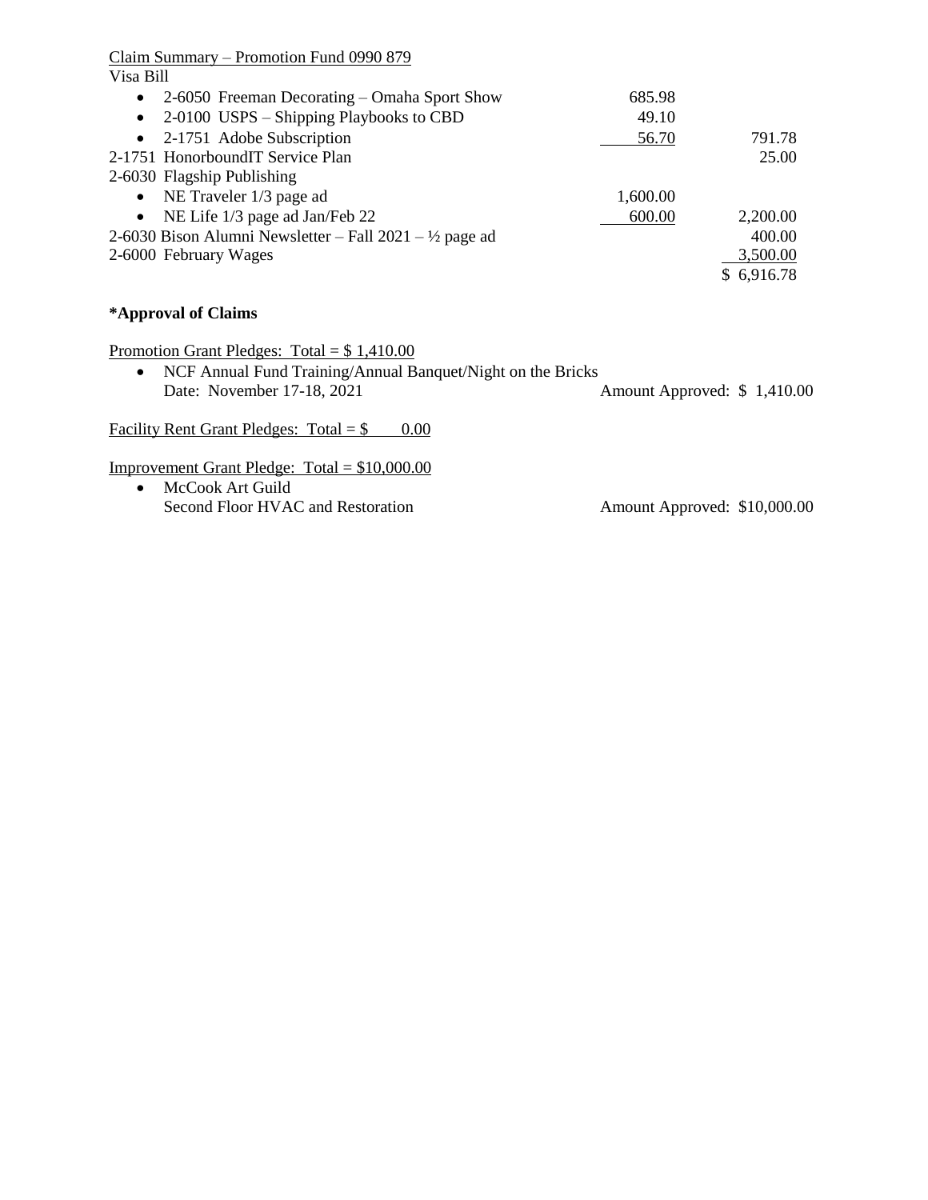Claim Summary – Promotion Fund 0990 879

| | | |
|---|---|---|
| Visa Bill | | |
| • 2-6050 Freeman Decorating – Omaha Sport Show | 685.98 | |
| • 2-0100 USPS – Shipping Playbooks to CBD | 49.10 | |
| • 2-1751 Adobe Subscription | 56.70 | 791.78 |
| 2-1751 HonorboundIT Service Plan | | 25.00 |
| 2-6030 Flagship Publishing | | |
| • NE Traveler 1/3 page ad | 1,600.00 | |
| • NE Life 1/3 page ad Jan/Feb 22 | 600.00 | 2,200.00 |
| 2-6030 Bison Alumni Newsletter – Fall 2021 – ½ page ad | | 400.00 |
| 2-6000 February Wages | | 3,500.00 |
| | | $ 6,916.78 |

**\*Approval of Claims**

Promotion Grant Pledges: Total = $ 1,410.00

- NCF Annual Fund Training/Annual Banquet/Night on the Bricks
  Date: November 17-18, 2021 — Amount Approved: $ 1,410.00

Facility Rent Grant Pledges: Total = $ 0.00

Improvement Grant Pledge: Total = $10,000.00

- McCook Art Guild
  Second Floor HVAC and Restoration — Amount Approved: $10,000.00